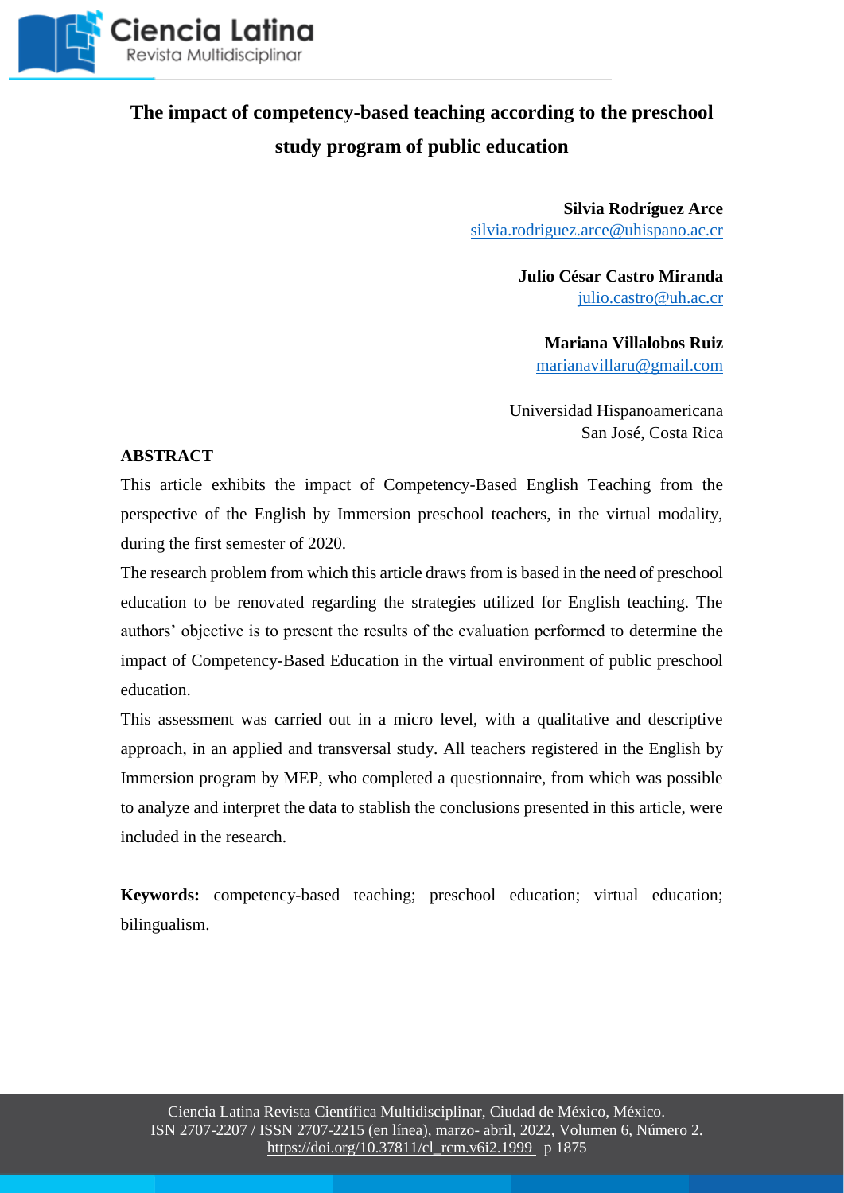# The impact of competency-based teaching according to the preschool study program of public education

**Silvia Rodríguez Arce**
silvia.rodriguez.arce@uhispano.ac.cr

**Julio César Castro Miranda**
julio.castro@uh.ac.cr

**Mariana Villalobos Ruiz**
marianavillaru@gmail.com

Universidad Hispanoamericana
San José, Costa Rica

## ABSTRACT

This article exhibits the impact of Competency-Based English Teaching from the perspective of the English by Immersion preschool teachers, in the virtual modality, during the first semester of 2020.

The research problem from which this article draws from is based in the need of preschool education to be renovated regarding the strategies utilized for English teaching. The authors' objective is to present the results of the evaluation performed to determine the impact of Competency-Based Education in the virtual environment of public preschool education.

This assessment was carried out in a micro level, with a qualitative and descriptive approach, in an applied and transversal study. All teachers registered in the English by Immersion program by MEP, who completed a questionnaire, from which was possible to analyze and interpret the data to stablish the conclusions presented in this article, were included in the research.

**Keywords:** competency-based teaching; preschool education; virtual education; bilingualism.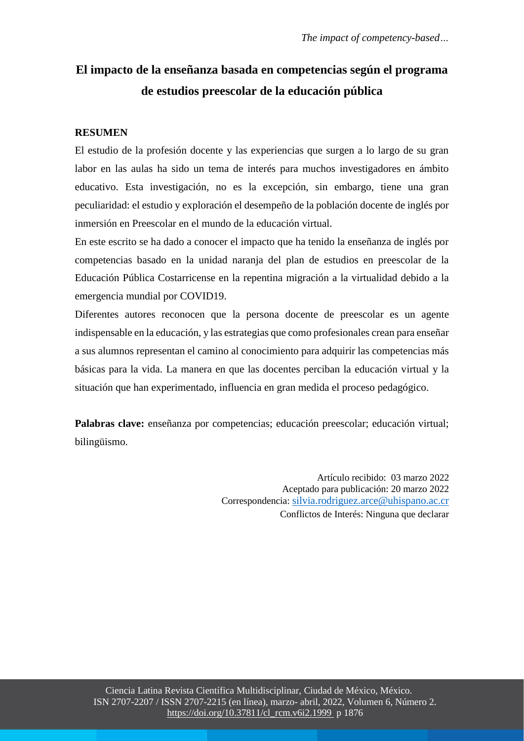# El impacto de la enseñanza basada en competencias según el programa de estudios preescolar de la educación pública

## RESUMEN

El estudio de la profesión docente y las experiencias que surgen a lo largo de su gran labor en las aulas ha sido un tema de interés para muchos investigadores en ámbito educativo. Esta investigación, no es la excepción, sin embargo, tiene una gran peculiaridad: el estudio y exploración el desempeño de la población docente de inglés por inmersión en Preescolar en el mundo de la educación virtual.

En este escrito se ha dado a conocer el impacto que ha tenido la enseñanza de inglés por competencias basado en la unidad naranja del plan de estudios en preescolar de la Educación Pública Costarricense en la repentina migración a la virtualidad debido a la emergencia mundial por COVID19.

Diferentes autores reconocen que la persona docente de preescolar es un agente indispensable en la educación, y las estrategias que como profesionales crean para enseñar a sus alumnos representan el camino al conocimiento para adquirir las competencias más básicas para la vida. La manera en que las docentes perciban la educación virtual y la situación que han experimentado, influencia en gran medida el proceso pedagógico.

**Palabras clave:** enseñanza por competencias; educación preescolar; educación virtual; bilingüismo.

Artículo recibido: 03 marzo 2022
Aceptado para publicación: 20 marzo 2022
Correspondencia: silvia.rodriguez.arce@uhispano.ac.cr
Conflictos de Interés: Ninguna que declarar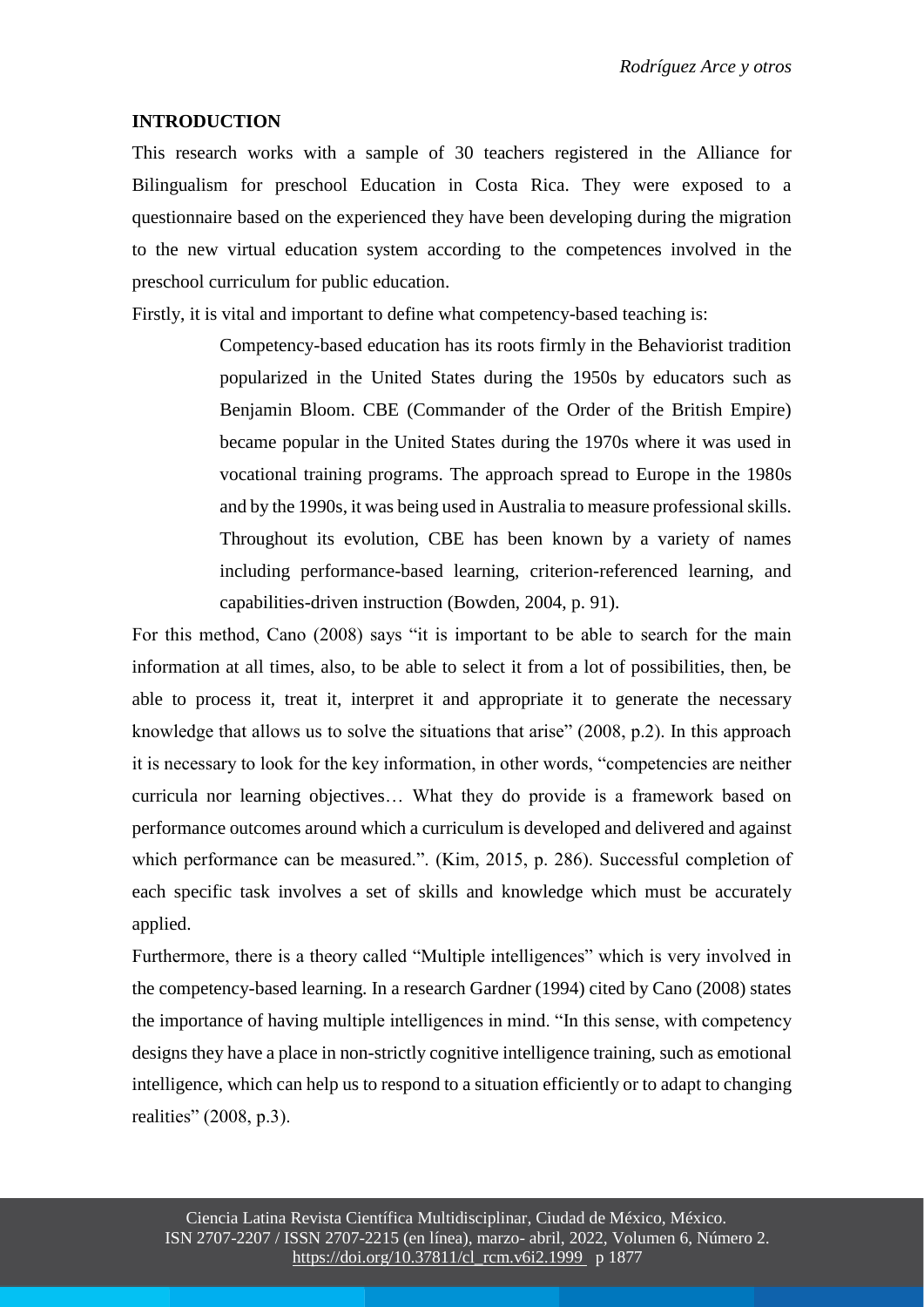## INTRODUCTION

This research works with a sample of 30 teachers registered in the Alliance for Bilingualism for preschool Education in Costa Rica. They were exposed to a questionnaire based on the experienced they have been developing during the migration to the new virtual education system according to the competences involved in the preschool curriculum for public education.

Firstly, it is vital and important to define what competency-based teaching is:

> Competency-based education has its roots firmly in the Behaviorist tradition popularized in the United States during the 1950s by educators such as Benjamin Bloom. CBE (Commander of the Order of the British Empire) became popular in the United States during the 1970s where it was used in vocational training programs. The approach spread to Europe in the 1980s and by the 1990s, it was being used in Australia to measure professional skills. Throughout its evolution, CBE has been known by a variety of names including performance-based learning, criterion-referenced learning, and capabilities-driven instruction (Bowden, 2004, p. 91).

For this method, Cano (2008) says "it is important to be able to search for the main information at all times, also, to be able to select it from a lot of possibilities, then, be able to process it, treat it, interpret it and appropriate it to generate the necessary knowledge that allows us to solve the situations that arise" (2008, p.2). In this approach it is necessary to look for the key information, in other words, "competencies are neither curricula nor learning objectives… What they do provide is a framework based on performance outcomes around which a curriculum is developed and delivered and against which performance can be measured.". (Kim, 2015, p. 286). Successful completion of each specific task involves a set of skills and knowledge which must be accurately applied.

Furthermore, there is a theory called "Multiple intelligences" which is very involved in the competency-based learning. In a research Gardner (1994) cited by Cano (2008) states the importance of having multiple intelligences in mind. "In this sense, with competency designs they have a place in non-strictly cognitive intelligence training, such as emotional intelligence, which can help us to respond to a situation efficiently or to adapt to changing realities" (2008, p.3).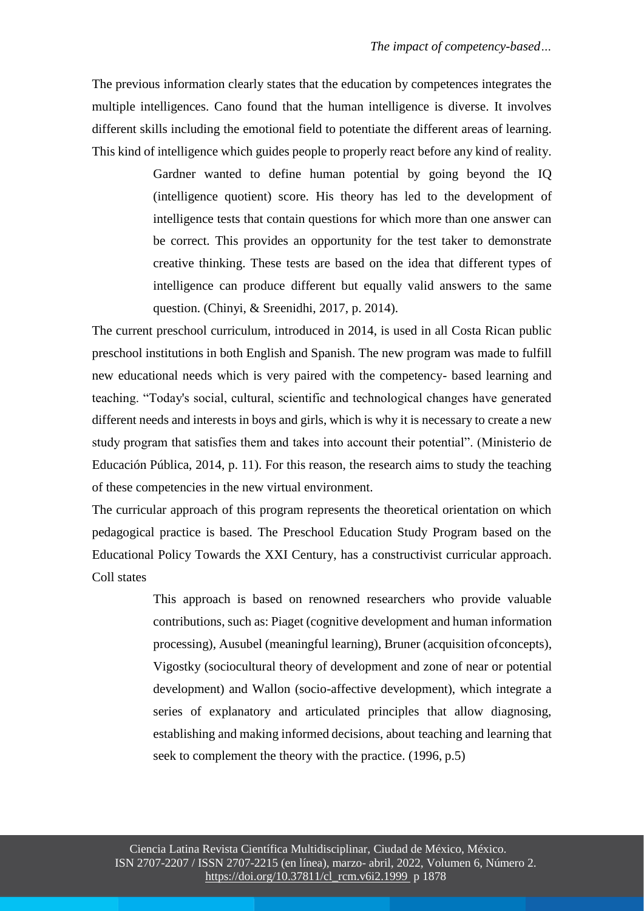The previous information clearly states that the education by competences integrates the multiple intelligences. Cano found that the human intelligence is diverse. It involves different skills including the emotional field to potentiate the different areas of learning. This kind of intelligence which guides people to properly react before any kind of reality.

> Gardner wanted to define human potential by going beyond the IQ (intelligence quotient) score. His theory has led to the development of intelligence tests that contain questions for which more than one answer can be correct. This provides an opportunity for the test taker to demonstrate creative thinking. These tests are based on the idea that different types of intelligence can produce different but equally valid answers to the same question. (Chinyi, & Sreenidhi, 2017, p. 2014).

The current preschool curriculum, introduced in 2014, is used in all Costa Rican public preschool institutions in both English and Spanish. The new program was made to fulfill new educational needs which is very paired with the competency- based learning and teaching. "Today's social, cultural, scientific and technological changes have generated different needs and interests in boys and girls, which is why it is necessary to create a new study program that satisfies them and takes into account their potential". (Ministerio de Educación Pública, 2014, p. 11). For this reason, the research aims to study the teaching of these competencies in the new virtual environment.

The curricular approach of this program represents the theoretical orientation on which pedagogical practice is based. The Preschool Education Study Program based on the Educational Policy Towards the XXI Century, has a constructivist curricular approach. Coll states

> This approach is based on renowned researchers who provide valuable contributions, such as: Piaget (cognitive development and human information processing), Ausubel (meaningful learning), Bruner (acquisition ofconcepts), Vigostky (sociocultural theory of development and zone of near or potential development) and Wallon (socio-affective development), which integrate a series of explanatory and articulated principles that allow diagnosing, establishing and making informed decisions, about teaching and learning that seek to complement the theory with the practice. (1996, p.5)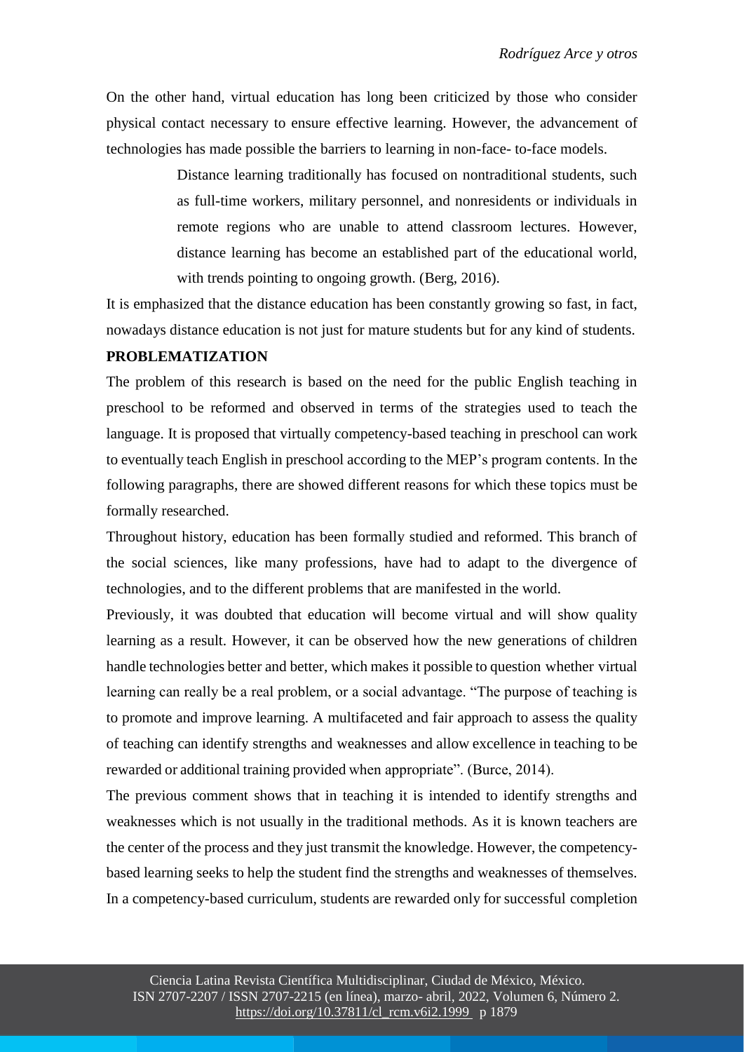On the other hand, virtual education has long been criticized by those who consider physical contact necessary to ensure effective learning. However, the advancement of technologies has made possible the barriers to learning in non-face- to-face models.

> Distance learning traditionally has focused on nontraditional students, such as full-time workers, military personnel, and nonresidents or individuals in remote regions who are unable to attend classroom lectures. However, distance learning has become an established part of the educational world, with trends pointing to ongoing growth. (Berg, 2016).

It is emphasized that the distance education has been constantly growing so fast, in fact, nowadays distance education is not just for mature students but for any kind of students.

**PROBLEMATIZATION**

The problem of this research is based on the need for the public English teaching in preschool to be reformed and observed in terms of the strategies used to teach the language. It is proposed that virtually competency-based teaching in preschool can work to eventually teach English in preschool according to the MEP's program contents. In the following paragraphs, there are showed different reasons for which these topics must be formally researched.

Throughout history, education has been formally studied and reformed. This branch of the social sciences, like many professions, have had to adapt to the divergence of technologies, and to the different problems that are manifested in the world.

Previously, it was doubted that education will become virtual and will show quality learning as a result. However, it can be observed how the new generations of children handle technologies better and better, which makes it possible to question whether virtual learning can really be a real problem, or a social advantage. "The purpose of teaching is to promote and improve learning. A multifaceted and fair approach to assess the quality of teaching can identify strengths and weaknesses and allow excellence in teaching to be rewarded or additional training provided when appropriate". (Burce, 2014).

The previous comment shows that in teaching it is intended to identify strengths and weaknesses which is not usually in the traditional methods. As it is known teachers are the center of the process and they just transmit the knowledge. However, the competency-based learning seeks to help the student find the strengths and weaknesses of themselves. In a competency-based curriculum, students are rewarded only for successful completion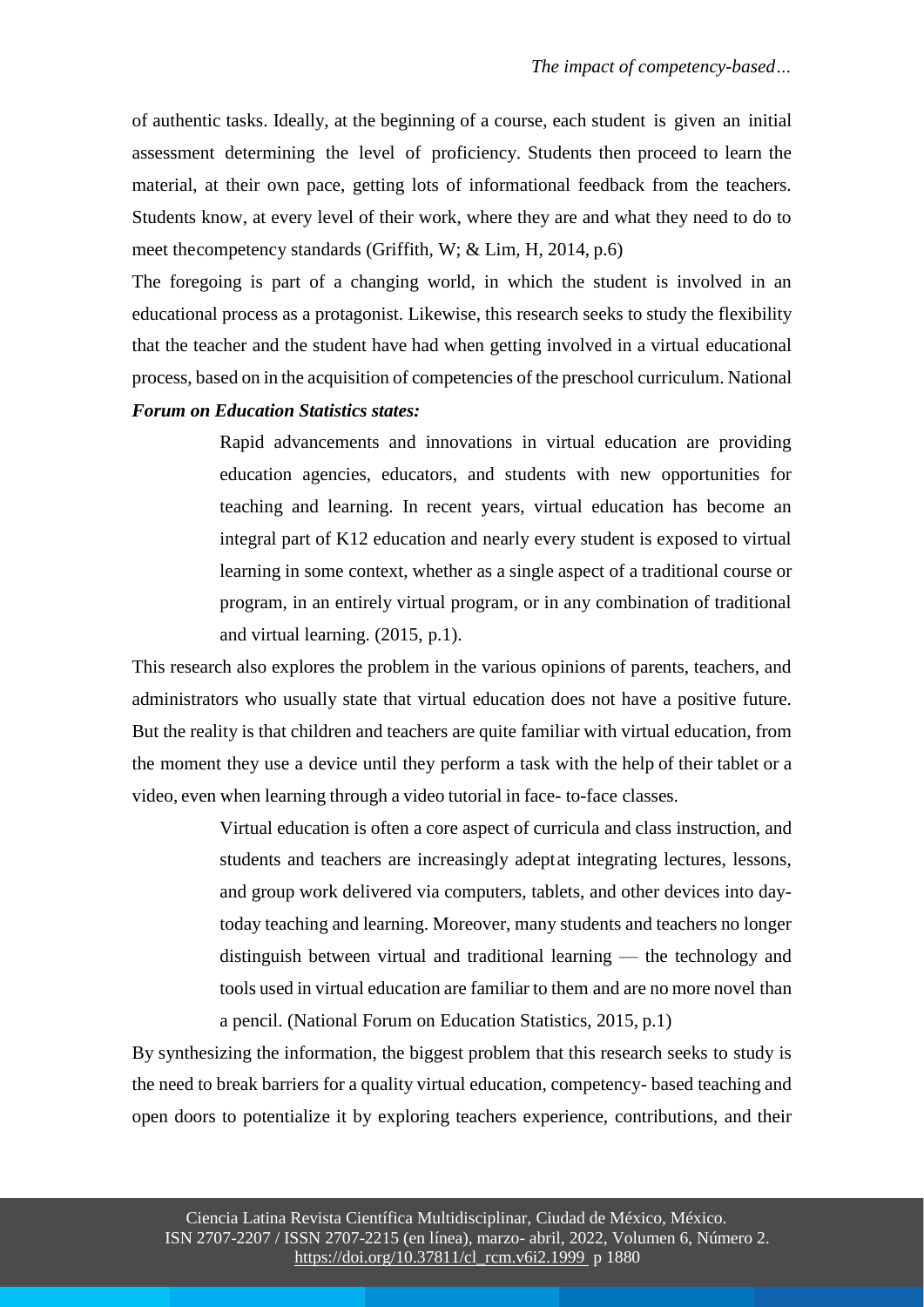of authentic tasks. Ideally, at the beginning of a course, each student is given an initial assessment determining the level of proficiency. Students then proceed to learn the material, at their own pace, getting lots of informational feedback from the teachers. Students know, at every level of their work, where they are and what they need to do to meet thecompetency standards (Griffith, W; & Lim, H, 2014, p.6)

The foregoing is part of a changing world, in which the student is involved in an educational process as a protagonist. Likewise, this research seeks to study the flexibility that the teacher and the student have had when getting involved in a virtual educational process, based on in the acquisition of competencies of the preschool curriculum. National ***Forum on Education Statistics states:***

> Rapid advancements and innovations in virtual education are providing education agencies, educators, and students with new opportunities for teaching and learning. In recent years, virtual education has become an integral part of K12 education and nearly every student is exposed to virtual learning in some context, whether as a single aspect of a traditional course or program, in an entirely virtual program, or in any combination of traditional and virtual learning. (2015, p.1).

This research also explores the problem in the various opinions of parents, teachers, and administrators who usually state that virtual education does not have a positive future. But the reality is that children and teachers are quite familiar with virtual education, from the moment they use a device until they perform a task with the help of their tablet or a video, even when learning through a video tutorial in face- to-face classes.

> Virtual education is often a core aspect of curricula and class instruction, and students and teachers are increasingly adeptat integrating lectures, lessons, and group work delivered via computers, tablets, and other devices into day-today teaching and learning. Moreover, many students and teachers no longer distinguish between virtual and traditional learning — the technology and tools used in virtual education are familiar to them and are no more novel than a pencil. (National Forum on Education Statistics, 2015, p.1)

By synthesizing the information, the biggest problem that this research seeks to study is the need to break barriers for a quality virtual education, competency- based teaching and open doors to potentialize it by exploring teachers experience, contributions, and their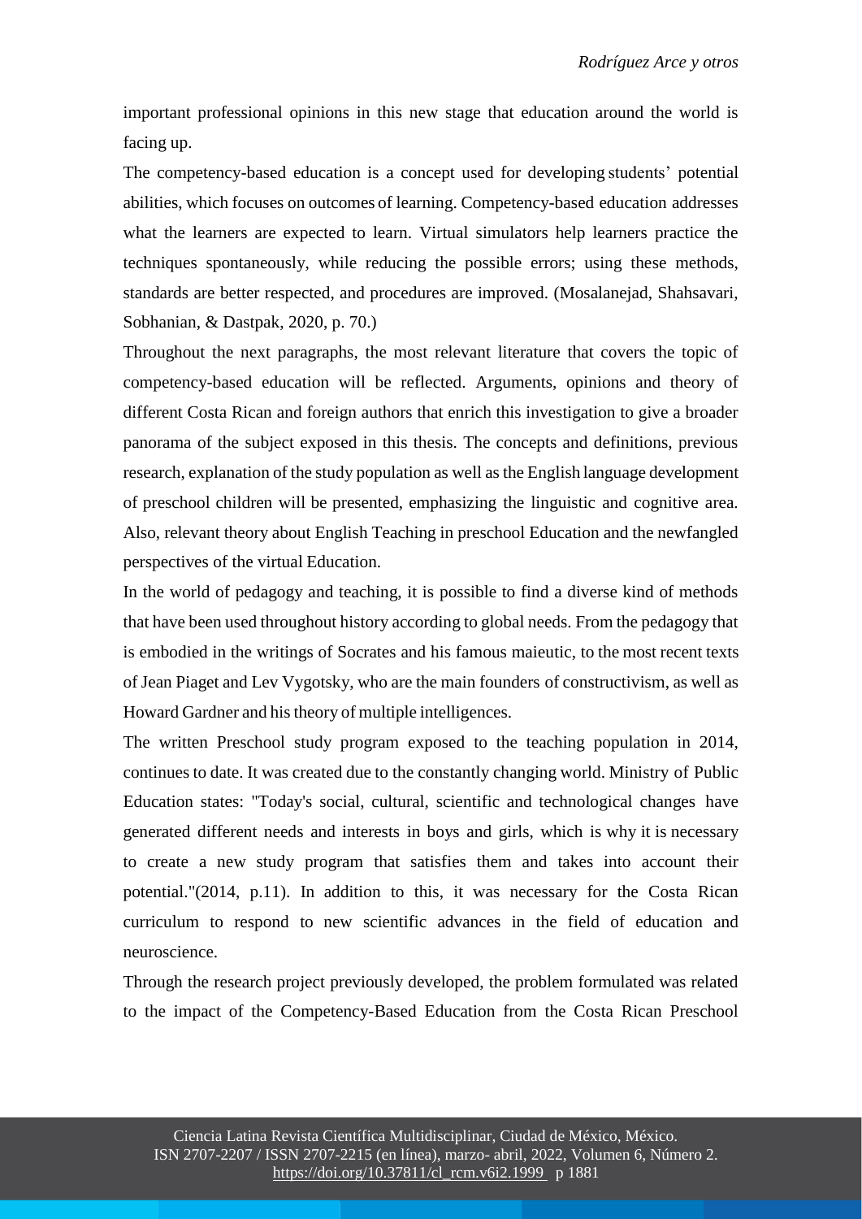important professional opinions in this new stage that education around the world is facing up.

The competency-based education is a concept used for developing students' potential abilities, which focuses on outcomes of learning. Competency-based education addresses what the learners are expected to learn. Virtual simulators help learners practice the techniques spontaneously, while reducing the possible errors; using these methods, standards are better respected, and procedures are improved. (Mosalanejad, Shahsavari, Sobhanian, & Dastpak, 2020, p. 70.)

Throughout the next paragraphs, the most relevant literature that covers the topic of competency-based education will be reflected. Arguments, opinions and theory of different Costa Rican and foreign authors that enrich this investigation to give a broader panorama of the subject exposed in this thesis. The concepts and definitions, previous research, explanation of the study population as well as the English language development of preschool children will be presented, emphasizing the linguistic and cognitive area. Also, relevant theory about English Teaching in preschool Education and the newfangled perspectives of the virtual Education.

In the world of pedagogy and teaching, it is possible to find a diverse kind of methods that have been used throughout history according to global needs. From the pedagogy that is embodied in the writings of Socrates and his famous maieutic, to the most recent texts of Jean Piaget and Lev Vygotsky, who are the main founders of constructivism, as well as Howard Gardner and his theory of multiple intelligences.

The written Preschool study program exposed to the teaching population in 2014, continues to date. It was created due to the constantly changing world. Ministry of Public Education states: "Today's social, cultural, scientific and technological changes have generated different needs and interests in boys and girls, which is why it is necessary to create a new study program that satisfies them and takes into account their potential."(2014, p.11). In addition to this, it was necessary for the Costa Rican curriculum to respond to new scientific advances in the field of education and neuroscience.

Through the research project previously developed, the problem formulated was related to the impact of the Competency-Based Education from the Costa Rican Preschool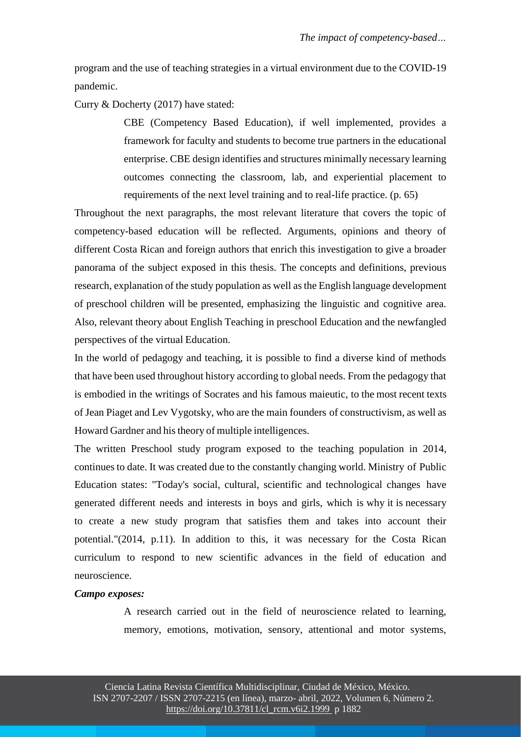program and the use of teaching strategies in a virtual environment due to the COVID-19 pandemic.

Curry & Docherty (2017) have stated:

> CBE (Competency Based Education), if well implemented, provides a framework for faculty and students to become true partners in the educational enterprise. CBE design identifies and structures minimally necessary learning outcomes connecting the classroom, lab, and experiential placement to requirements of the next level training and to real-life practice. (p. 65)

Throughout the next paragraphs, the most relevant literature that covers the topic of competency-based education will be reflected. Arguments, opinions and theory of different Costa Rican and foreign authors that enrich this investigation to give a broader panorama of the subject exposed in this thesis. The concepts and definitions, previous research, explanation of the study population as well as the English language development of preschool children will be presented, emphasizing the linguistic and cognitive area. Also, relevant theory about English Teaching in preschool Education and the newfangled perspectives of the virtual Education.

In the world of pedagogy and teaching, it is possible to find a diverse kind of methods that have been used throughout history according to global needs. From the pedagogy that is embodied in the writings of Socrates and his famous maieutic, to the most recent texts of Jean Piaget and Lev Vygotsky, who are the main founders of constructivism, as well as Howard Gardner and his theory of multiple intelligences.

The written Preschool study program exposed to the teaching population in 2014, continues to date. It was created due to the constantly changing world. Ministry of Public Education states: "Today's social, cultural, scientific and technological changes have generated different needs and interests in boys and girls, which is why it is necessary to create a new study program that satisfies them and takes into account their potential."(2014, p.11). In addition to this, it was necessary for the Costa Rican curriculum to respond to new scientific advances in the field of education and neuroscience.

***Campo exposes:***

> A research carried out in the field of neuroscience related to learning, memory, emotions, motivation, sensory, attentional and motor systems,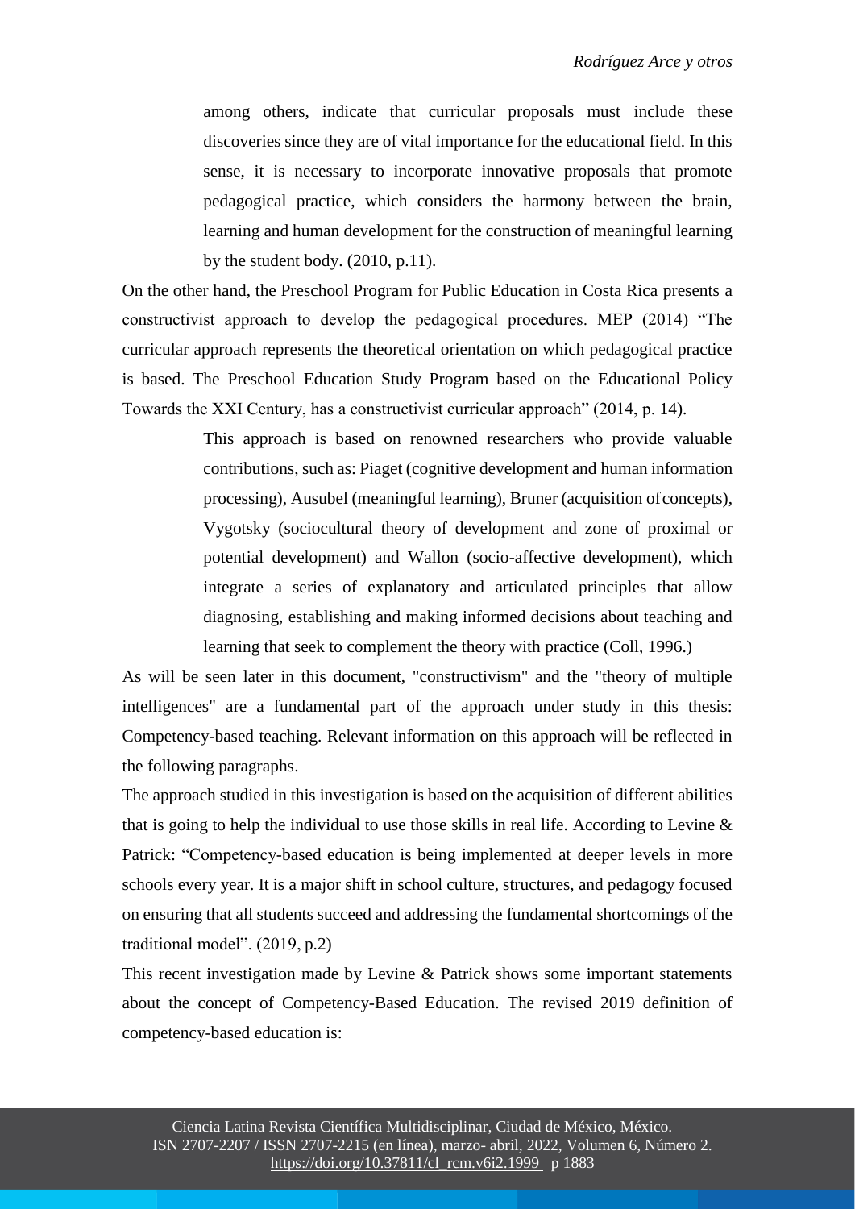> among others, indicate that curricular proposals must include these discoveries since they are of vital importance for the educational field. In this sense, it is necessary to incorporate innovative proposals that promote pedagogical practice, which considers the harmony between the brain, learning and human development for the construction of meaningful learning by the student body. (2010, p.11).

On the other hand, the Preschool Program for Public Education in Costa Rica presents a constructivist approach to develop the pedagogical procedures. MEP (2014) "The curricular approach represents the theoretical orientation on which pedagogical practice is based. The Preschool Education Study Program based on the Educational Policy Towards the XXI Century, has a constructivist curricular approach" (2014, p. 14).

> This approach is based on renowned researchers who provide valuable contributions, such as: Piaget (cognitive development and human information processing), Ausubel (meaningful learning), Bruner (acquisition of concepts), Vygotsky (sociocultural theory of development and zone of proximal or potential development) and Wallon (socio-affective development), which integrate a series of explanatory and articulated principles that allow diagnosing, establishing and making informed decisions about teaching and learning that seek to complement the theory with practice (Coll, 1996.)

As will be seen later in this document, "constructivism" and the "theory of multiple intelligences" are a fundamental part of the approach under study in this thesis: Competency-based teaching. Relevant information on this approach will be reflected in the following paragraphs.

The approach studied in this investigation is based on the acquisition of different abilities that is going to help the individual to use those skills in real life. According to Levine & Patrick: "Competency-based education is being implemented at deeper levels in more schools every year. It is a major shift in school culture, structures, and pedagogy focused on ensuring that all students succeed and addressing the fundamental shortcomings of the traditional model". (2019, p.2)

This recent investigation made by Levine & Patrick shows some important statements about the concept of Competency-Based Education. The revised 2019 definition of competency-based education is: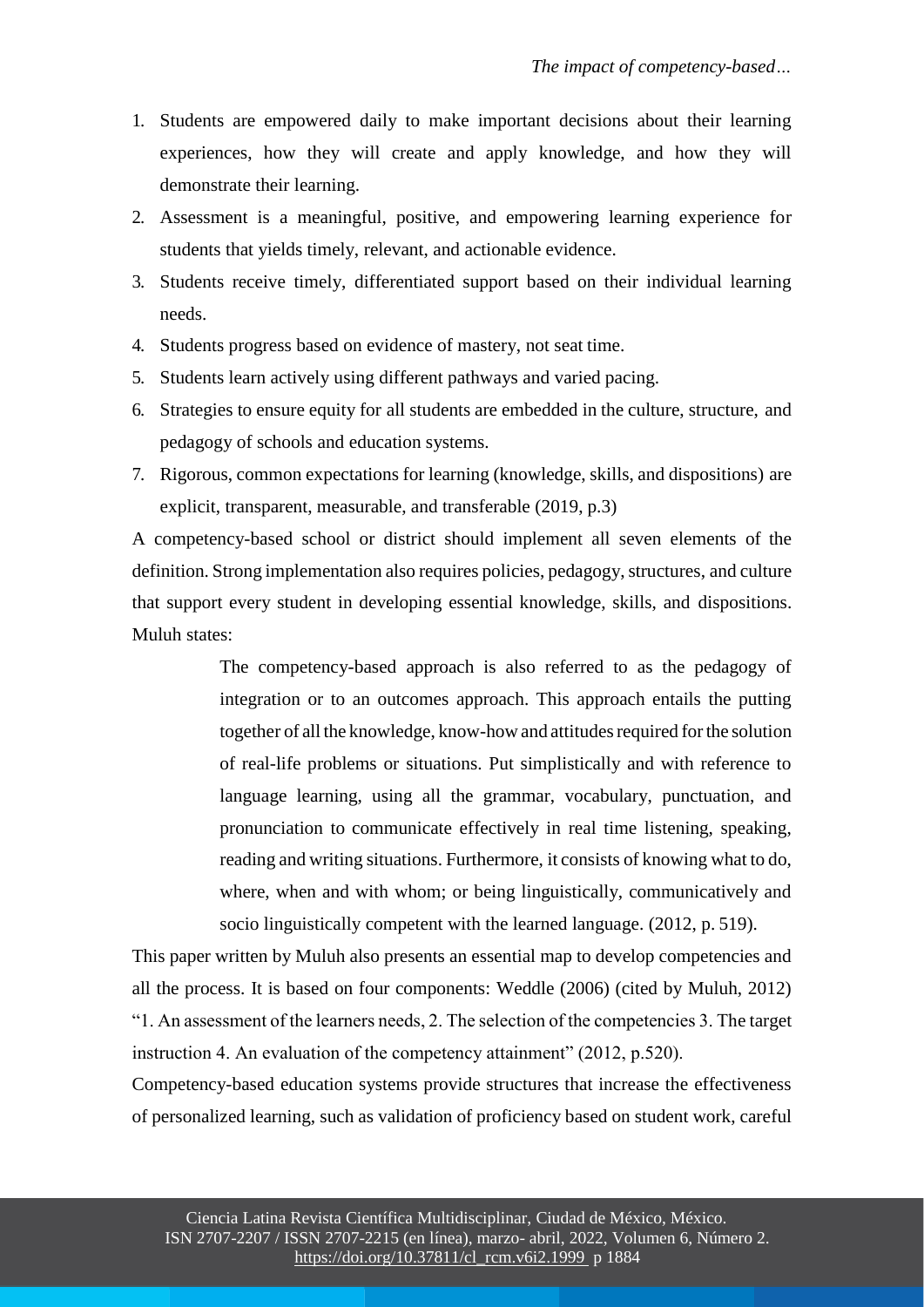1. Students are empowered daily to make important decisions about their learning experiences, how they will create and apply knowledge, and how they will demonstrate their learning.
2. Assessment is a meaningful, positive, and empowering learning experience for students that yields timely, relevant, and actionable evidence.
3. Students receive timely, differentiated support based on their individual learning needs.
4. Students progress based on evidence of mastery, not seat time.
5. Students learn actively using different pathways and varied pacing.
6. Strategies to ensure equity for all students are embedded in the culture, structure, and pedagogy of schools and education systems.
7. Rigorous, common expectations for learning (knowledge, skills, and dispositions) are explicit, transparent, measurable, and transferable (2019, p.3)

A competency-based school or district should implement all seven elements of the definition. Strong implementation also requires policies, pedagogy, structures, and culture that support every student in developing essential knowledge, skills, and dispositions. Muluh states:

> The competency-based approach is also referred to as the pedagogy of integration or to an outcomes approach. This approach entails the putting together of all the knowledge, know-how and attitudes required for the solution of real-life problems or situations. Put simplistically and with reference to language learning, using all the grammar, vocabulary, punctuation, and pronunciation to communicate effectively in real time listening, speaking, reading and writing situations. Furthermore, it consists of knowing what to do, where, when and with whom; or being linguistically, communicatively and socio linguistically competent with the learned language. (2012, p. 519).

This paper written by Muluh also presents an essential map to develop competencies and all the process. It is based on four components: Weddle (2006) (cited by Muluh, 2012) "1. An assessment of the learners needs, 2. The selection of the competencies 3. The target instruction 4. An evaluation of the competency attainment" (2012, p.520).

Competency-based education systems provide structures that increase the effectiveness of personalized learning, such as validation of proficiency based on student work, careful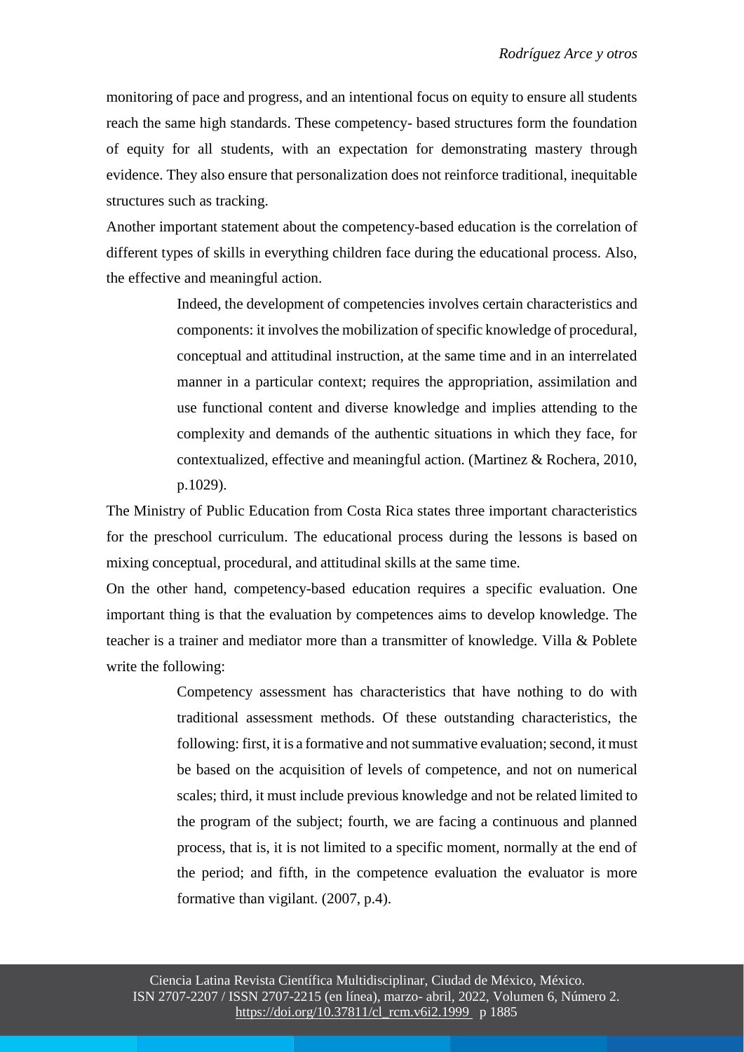monitoring of pace and progress, and an intentional focus on equity to ensure all students reach the same high standards. These competency- based structures form the foundation of equity for all students, with an expectation for demonstrating mastery through evidence. They also ensure that personalization does not reinforce traditional, inequitable structures such as tracking.

Another important statement about the competency-based education is the correlation of different types of skills in everything children face during the educational process. Also, the effective and meaningful action.

> Indeed, the development of competencies involves certain characteristics and components: it involves the mobilization of specific knowledge of procedural, conceptual and attitudinal instruction, at the same time and in an interrelated manner in a particular context; requires the appropriation, assimilation and use functional content and diverse knowledge and implies attending to the complexity and demands of the authentic situations in which they face, for contextualized, effective and meaningful action. (Martinez & Rochera, 2010, p.1029).

The Ministry of Public Education from Costa Rica states three important characteristics for the preschool curriculum. The educational process during the lessons is based on mixing conceptual, procedural, and attitudinal skills at the same time.

On the other hand, competency-based education requires a specific evaluation. One important thing is that the evaluation by competences aims to develop knowledge. The teacher is a trainer and mediator more than a transmitter of knowledge. Villa & Poblete write the following:

> Competency assessment has characteristics that have nothing to do with traditional assessment methods. Of these outstanding characteristics, the following: first, it is a formative and not summative evaluation; second, it must be based on the acquisition of levels of competence, and not on numerical scales; third, it must include previous knowledge and not be related limited to the program of the subject; fourth, we are facing a continuous and planned process, that is, it is not limited to a specific moment, normally at the end of the period; and fifth, in the competence evaluation the evaluator is more formative than vigilant. (2007, p.4).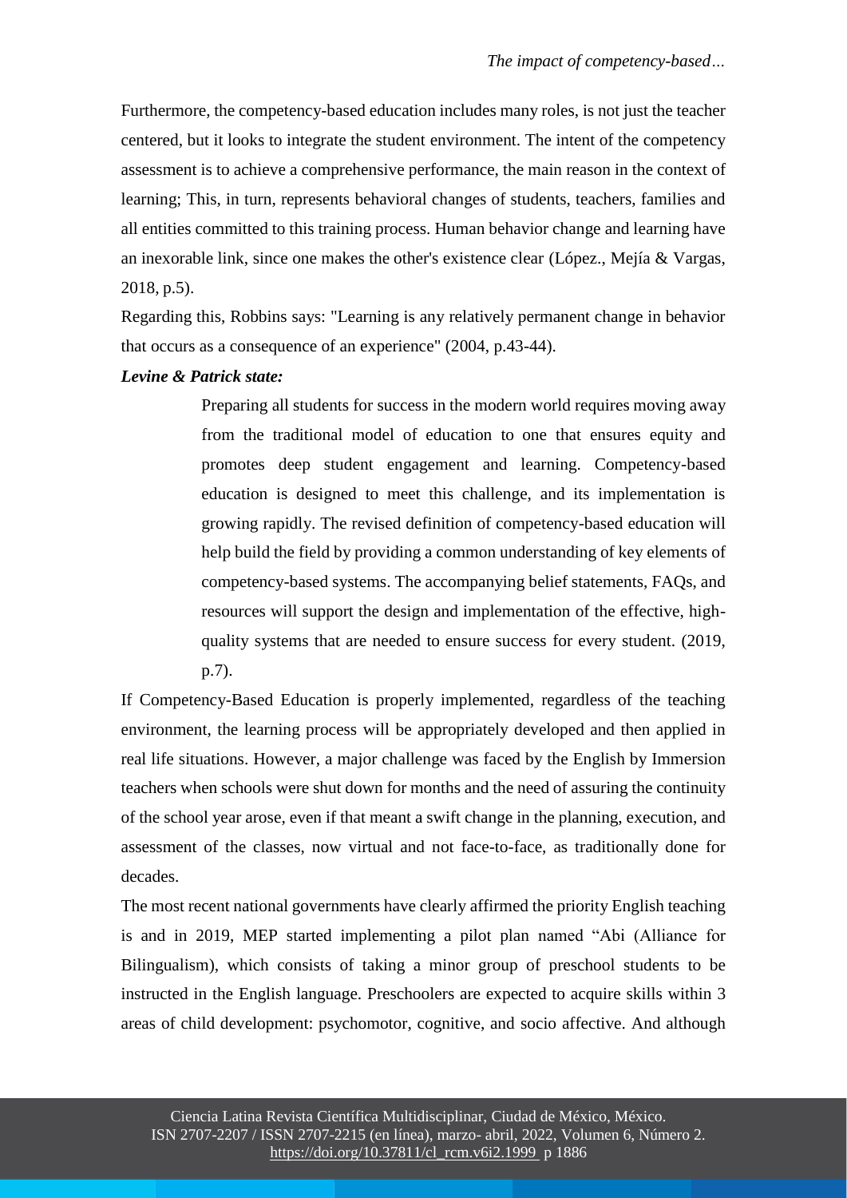Furthermore, the competency-based education includes many roles, is not just the teacher centered, but it looks to integrate the student environment. The intent of the competency assessment is to achieve a comprehensive performance, the main reason in the context of learning; This, in turn, represents behavioral changes of students, teachers, families and all entities committed to this training process. Human behavior change and learning have an inexorable link, since one makes the other's existence clear (López., Mejía & Vargas, 2018, p.5).

Regarding this, Robbins says: "Learning is any relatively permanent change in behavior that occurs as a consequence of an experience" (2004, p.43-44).

***Levine & Patrick state:***

> Preparing all students for success in the modern world requires moving away from the traditional model of education to one that ensures equity and promotes deep student engagement and learning. Competency-based education is designed to meet this challenge, and its implementation is growing rapidly. The revised definition of competency-based education will help build the field by providing a common understanding of key elements of competency-based systems. The accompanying belief statements, FAQs, and resources will support the design and implementation of the effective, high-quality systems that are needed to ensure success for every student. (2019, p.7).

If Competency-Based Education is properly implemented, regardless of the teaching environment, the learning process will be appropriately developed and then applied in real life situations. However, a major challenge was faced by the English by Immersion teachers when schools were shut down for months and the need of assuring the continuity of the school year arose, even if that meant a swift change in the planning, execution, and assessment of the classes, now virtual and not face-to-face, as traditionally done for decades.

The most recent national governments have clearly affirmed the priority English teaching is and in 2019, MEP started implementing a pilot plan named "Abi (Alliance for Bilingualism), which consists of taking a minor group of preschool students to be instructed in the English language. Preschoolers are expected to acquire skills within 3 areas of child development: psychomotor, cognitive, and socio affective. And although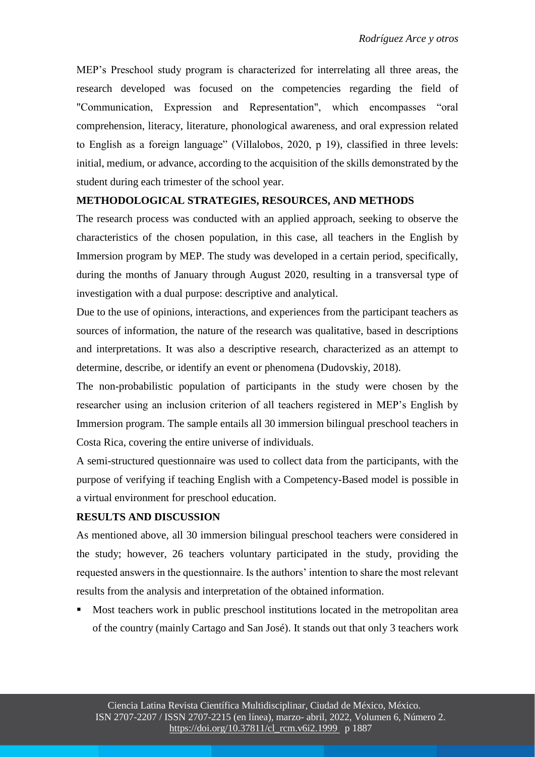MEP's Preschool study program is characterized for interrelating all three areas, the research developed was focused on the competencies regarding the field of "Communication, Expression and Representation", which encompasses "oral comprehension, literacy, literature, phonological awareness, and oral expression related to English as a foreign language" (Villalobos, 2020, p 19), classified in three levels: initial, medium, or advance, according to the acquisition of the skills demonstrated by the student during each trimester of the school year.

## METHODOLOGICAL STRATEGIES, RESOURCES, AND METHODS

The research process was conducted with an applied approach, seeking to observe the characteristics of the chosen population, in this case, all teachers in the English by Immersion program by MEP. The study was developed in a certain period, specifically, during the months of January through August 2020, resulting in a transversal type of investigation with a dual purpose: descriptive and analytical.

Due to the use of opinions, interactions, and experiences from the participant teachers as sources of information, the nature of the research was qualitative, based in descriptions and interpretations. It was also a descriptive research, characterized as an attempt to determine, describe, or identify an event or phenomena (Dudovskiy, 2018).

The non-probabilistic population of participants in the study were chosen by the researcher using an inclusion criterion of all teachers registered in MEP's English by Immersion program. The sample entails all 30 immersion bilingual preschool teachers in Costa Rica, covering the entire universe of individuals.

A semi-structured questionnaire was used to collect data from the participants, with the purpose of verifying if teaching English with a Competency-Based model is possible in a virtual environment for preschool education.

## RESULTS AND DISCUSSION

As mentioned above, all 30 immersion bilingual preschool teachers were considered in the study; however, 26 teachers voluntary participated in the study, providing the requested answers in the questionnaire. Is the authors' intention to share the most relevant results from the analysis and interpretation of the obtained information.

- Most teachers work in public preschool institutions located in the metropolitan area of the country (mainly Cartago and San José). It stands out that only 3 teachers work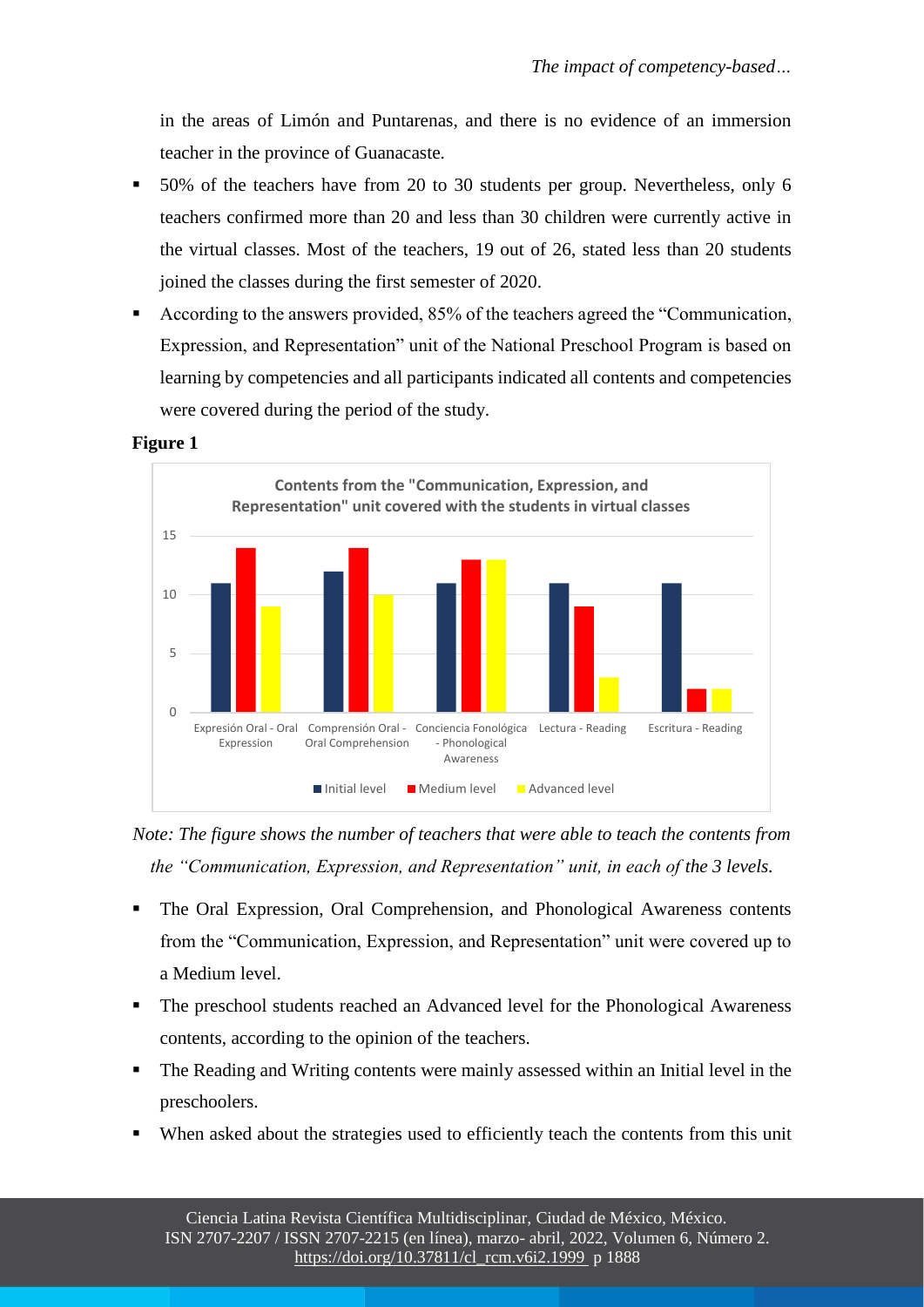in the areas of Limón and Puntarenas, and there is no evidence of an immersion teacher in the province of Guanacaste.

- 50% of the teachers have from 20 to 30 students per group. Nevertheless, only 6 teachers confirmed more than 20 and less than 30 children were currently active in the virtual classes. Most of the teachers, 19 out of 26, stated less than 20 students joined the classes during the first semester of 2020.
- According to the answers provided, 85% of the teachers agreed the "Communication, Expression, and Representation" unit of the National Preschool Program is based on learning by competencies and all participants indicated all contents and competencies were covered during the period of the study.

**Figure 1**

*Note: The figure shows the number of teachers that were able to teach the contents from the "Communication, Expression, and Representation" unit, in each of the 3 levels.*

- The Oral Expression, Oral Comprehension, and Phonological Awareness contents from the "Communication, Expression, and Representation" unit were covered up to a Medium level.
- The preschool students reached an Advanced level for the Phonological Awareness contents, according to the opinion of the teachers.
- The Reading and Writing contents were mainly assessed within an Initial level in the preschoolers.
- When asked about the strategies used to efficiently teach the contents from this unit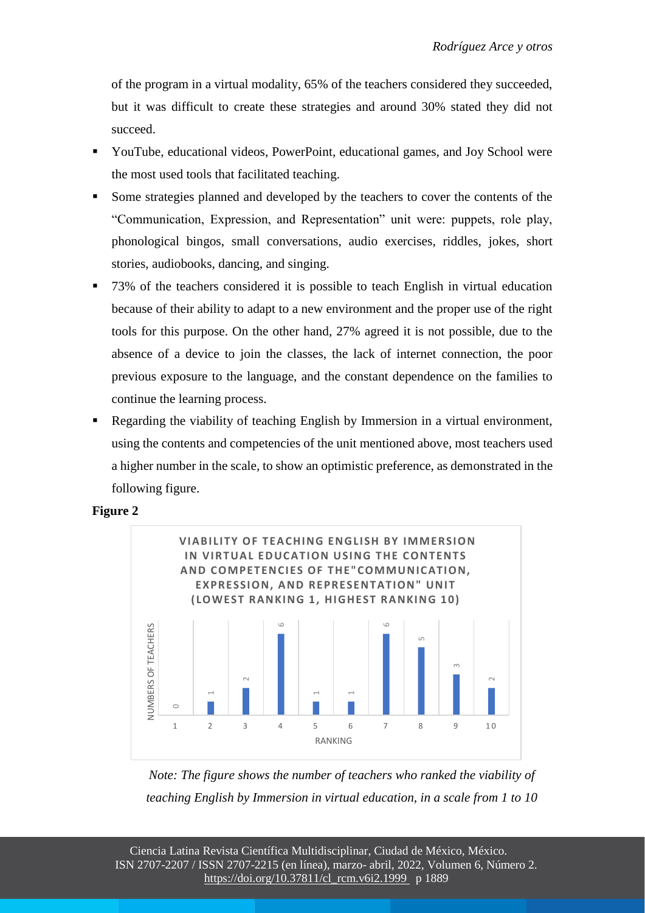of the program in a virtual modality, 65% of the teachers considered they succeeded, but it was difficult to create these strategies and around 30% stated they did not succeed.

- YouTube, educational videos, PowerPoint, educational games, and Joy School were the most used tools that facilitated teaching.
- Some strategies planned and developed by the teachers to cover the contents of the "Communication, Expression, and Representation" unit were: puppets, role play, phonological bingos, small conversations, audio exercises, riddles, jokes, short stories, audiobooks, dancing, and singing.
- 73% of the teachers considered it is possible to teach English in virtual education because of their ability to adapt to a new environment and the proper use of the right tools for this purpose. On the other hand, 27% agreed it is not possible, due to the absence of a device to join the classes, the lack of internet connection, the poor previous exposure to the language, and the constant dependence on the families to continue the learning process.
- Regarding the viability of teaching English by Immersion in a virtual environment, using the contents and competencies of the unit mentioned above, most teachers used a higher number in the scale, to show an optimistic preference, as demonstrated in the following figure.

**Figure 2**

VIABILITY OF TEACHING ENGLISH BY IMMERSION IN VIRTUAL EDUCATION USING THE CONTENTS AND COMPETENCIES OF THE"COMMUNICATION, EXPRESSION, AND REPRESENTATION" UNIT (LOWEST RANKING 1, HIGHEST RANKING 10)

| RANKING | NUMBERS OF TEACHERS |
| --- | --- |
| 1 | 0 |
| 2 | 1 |
| 3 | 2 |
| 4 | 6 |
| 5 | 1 |
| 6 | 1 |
| 7 | 6 |
| 8 | 5 |
| 9 | 3 |
| 10 | 2 |

*Note: The figure shows the number of teachers who ranked the viability of teaching English by Immersion in virtual education, in a scale from 1 to 10*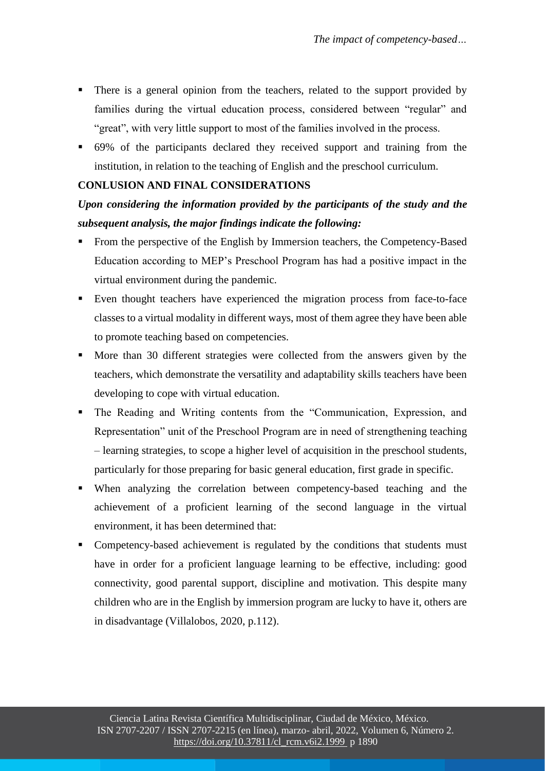- There is a general opinion from the teachers, related to the support provided by families during the virtual education process, considered between "regular" and "great", with very little support to most of the families involved in the process.
- 69% of the participants declared they received support and training from the institution, in relation to the teaching of English and the preschool curriculum.

## CONLUSION AND FINAL CONSIDERATIONS

***Upon considering the information provided by the participants of the study and the subsequent analysis, the major findings indicate the following:***

- From the perspective of the English by Immersion teachers, the Competency-Based Education according to MEP's Preschool Program has had a positive impact in the virtual environment during the pandemic.
- Even thought teachers have experienced the migration process from face-to-face classes to a virtual modality in different ways, most of them agree they have been able to promote teaching based on competencies.
- More than 30 different strategies were collected from the answers given by the teachers, which demonstrate the versatility and adaptability skills teachers have been developing to cope with virtual education.
- The Reading and Writing contents from the "Communication, Expression, and Representation" unit of the Preschool Program are in need of strengthening teaching – learning strategies, to scope a higher level of acquisition in the preschool students, particularly for those preparing for basic general education, first grade in specific.
- When analyzing the correlation between competency-based teaching and the achievement of a proficient learning of the second language in the virtual environment, it has been determined that:
- Competency-based achievement is regulated by the conditions that students must have in order for a proficient language learning to be effective, including: good connectivity, good parental support, discipline and motivation. This despite many children who are in the English by immersion program are lucky to have it, others are in disadvantage (Villalobos, 2020, p.112).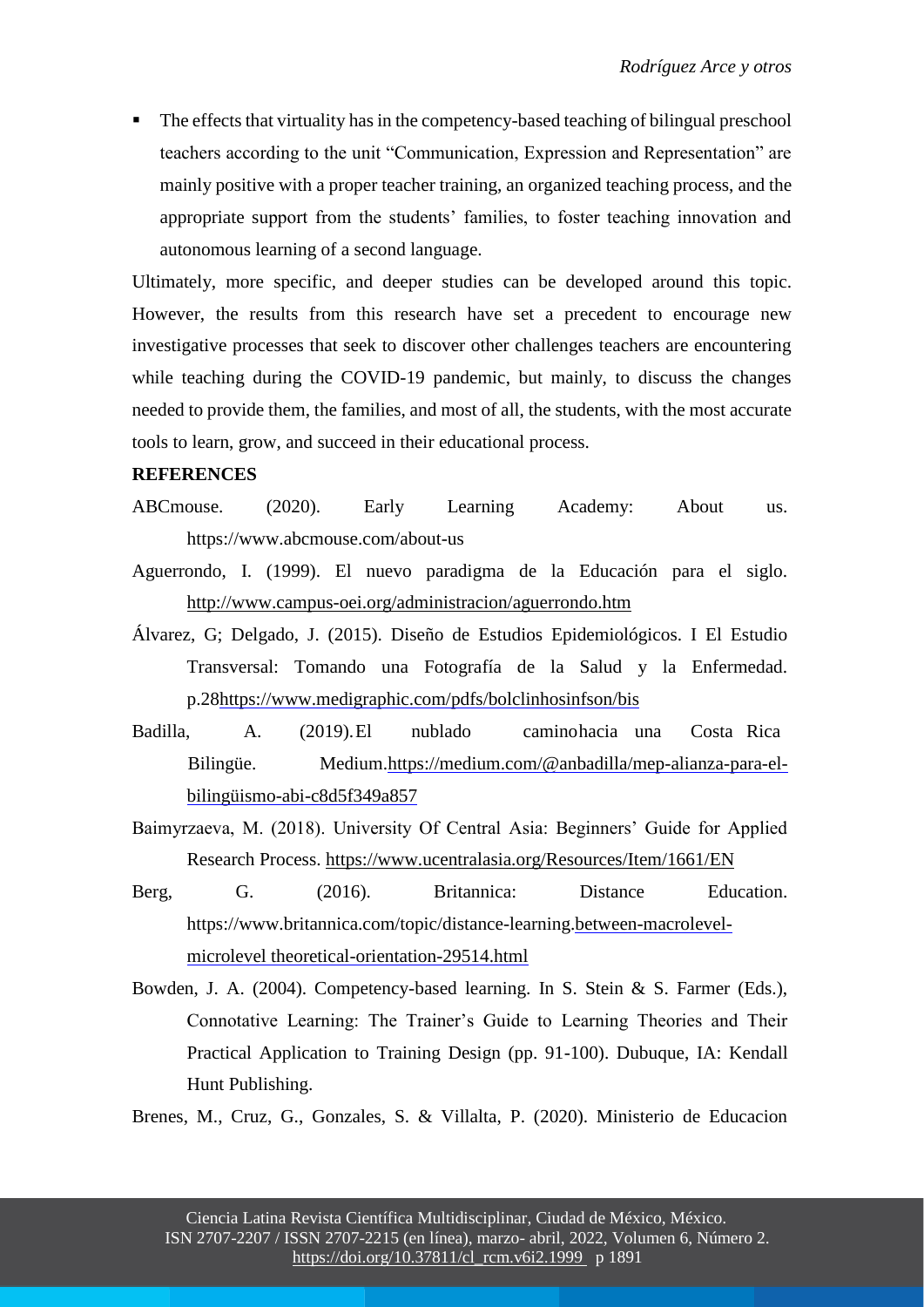- The effects that virtuality has in the competency-based teaching of bilingual preschool teachers according to the unit "Communication, Expression and Representation" are mainly positive with a proper teacher training, an organized teaching process, and the appropriate support from the students' families, to foster teaching innovation and autonomous learning of a second language.

Ultimately, more specific, and deeper studies can be developed around this topic. However, the results from this research have set a precedent to encourage new investigative processes that seek to discover other challenges teachers are encountering while teaching during the COVID-19 pandemic, but mainly, to discuss the changes needed to provide them, the families, and most of all, the students, with the most accurate tools to learn, grow, and succeed in their educational process.

**REFERENCES**

ABCmouse. (2020). Early Learning Academy: About us. https://www.abcmouse.com/about-us

Aguerrondo, I. (1999). El nuevo paradigma de la Educación para el siglo. http://www.campus-oei.org/administracion/aguerrondo.htm

Álvarez, G; Delgado, J. (2015). Diseño de Estudios Epidemiológicos. I El Estudio Transversal: Tomando una Fotografía de la Salud y la Enfermedad. p.28https://www.medigraphic.com/pdfs/bolclinhosinfson/bis

Badilla, A. (2019). El nublado caminohacia una Costa Rica Bilingüe. Medium.https://medium.com/@anbadilla/mep-alianza-para-el-bilingüismo-abi-c8d5f349a857

Baimyrzaeva, M. (2018). University Of Central Asia: Beginners' Guide for Applied Research Process. https://www.ucentralasia.org/Resources/Item/1661/EN

Berg, G. (2016). Britannica: Distance Education. https://www.britannica.com/topic/distance-learning.between-macrolevel-microlevel theoretical-orientation-29514.html

Bowden, J. A. (2004). Competency-based learning. In S. Stein & S. Farmer (Eds.), Connotative Learning: The Trainer's Guide to Learning Theories and Their Practical Application to Training Design (pp. 91-100). Dubuque, IA: Kendall Hunt Publishing.

Brenes, M., Cruz, G., Gonzales, S. & Villalta, P. (2020). Ministerio de Educacion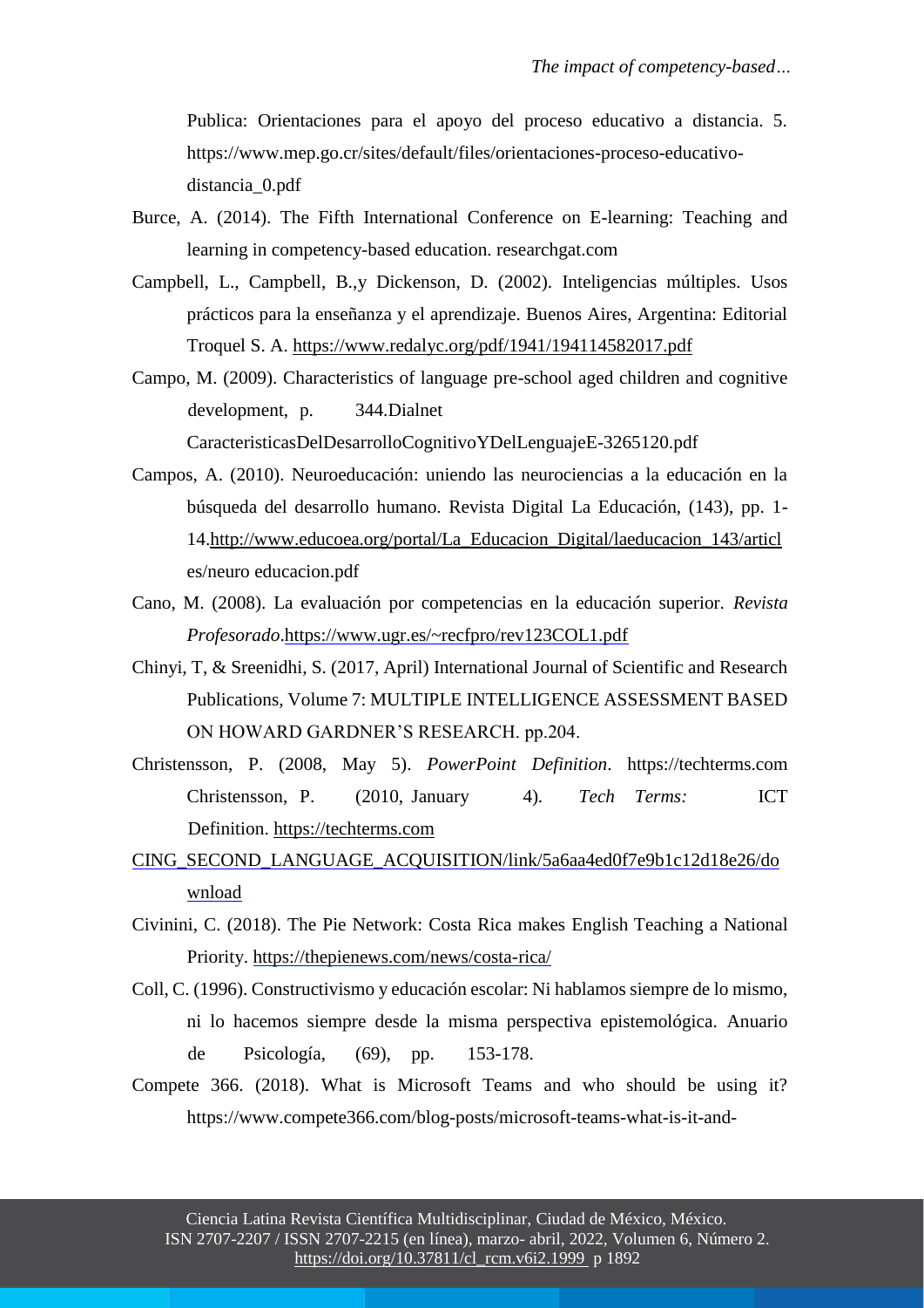Publica: Orientaciones para el apoyo del proceso educativo a distancia. 5. https://www.mep.go.cr/sites/default/files/orientaciones-proceso-educativo-distancia_0.pdf

Burce, A. (2014). The Fifth International Conference on E-learning: Teaching and learning in competency-based education. researchgat.com

Campbell, L., Campbell, B.,y Dickenson, D. (2002). Inteligencias múltiples. Usos prácticos para la enseñanza y el aprendizaje. Buenos Aires, Argentina: Editorial Troquel S. A. https://www.redalyc.org/pdf/1941/194114582017.pdf

Campo, M. (2009). Characteristics of language pre-school aged children and cognitive development, p. 344.Dialnet CaracteristicasDelDesarrolloCognitivoYDelLenguajeE-3265120.pdf

Campos, A. (2010). Neuroeducación: uniendo las neurociencias a la educación en la búsqueda del desarrollo humano. Revista Digital La Educación, (143), pp. 1-14.http://www.educoea.org/portal/La_Educacion_Digital/laeducacion_143/articles/neuro educacion.pdf

Cano, M. (2008). La evaluación por competencias en la educación superior. *Revista Profesorado*.https://www.ugr.es/~recfpro/rev123COL1.pdf

Chinyi, T, & Sreenidhi, S. (2017, April) International Journal of Scientific and Research Publications, Volume 7: MULTIPLE INTELLIGENCE ASSESSMENT BASED ON HOWARD GARDNER'S RESEARCH. pp.204.

Christensson, P. (2008, May 5). *PowerPoint Definition*. https://techterms.com Christensson, P. (2010, January 4). *Tech Terms:* ICT Definition. https://techterms.com

CING_SECOND_LANGUAGE_ACQUISITION/link/5a6aa4ed0f7e9b1c12d18e26/download

Civinini, C. (2018). The Pie Network: Costa Rica makes English Teaching a National Priority. https://thepienews.com/news/costa-rica/

Coll, C. (1996). Constructivismo y educación escolar: Ni hablamos siempre de lo mismo, ni lo hacemos siempre desde la misma perspectiva epistemológica. Anuario de Psicología, (69), pp. 153-178.

Compete 366. (2018). What is Microsoft Teams and who should be using it? https://www.compete366.com/blog-posts/microsoft-teams-what-is-it-and-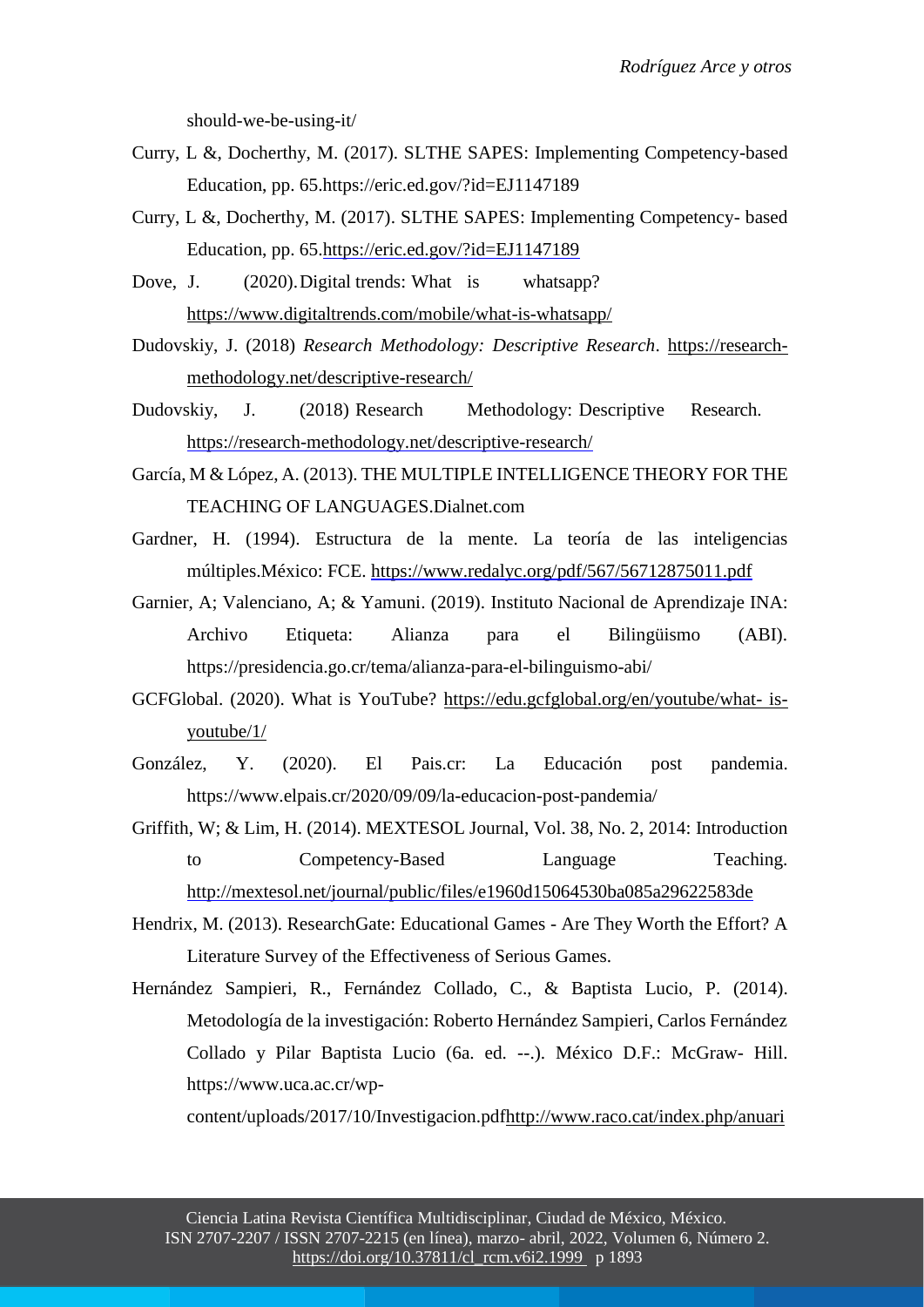should-we-be-using-it/

Curry, L &, Docherthy, M. (2017). SLTHE SAPES: Implementing Competency-based Education, pp. 65.https://eric.ed.gov/?id=EJ1147189

Curry, L &, Docherthy, M. (2017). SLTHE SAPES: Implementing Competency- based Education, pp. 65.https://eric.ed.gov/?id=EJ1147189

Dove, J. (2020). Digital trends: What is whatsapp? https://www.digitaltrends.com/mobile/what-is-whatsapp/

Dudovskiy, J. (2018) *Research Methodology: Descriptive Research*. https://research-methodology.net/descriptive-research/

Dudovskiy, J. (2018) Research Methodology: Descriptive Research. https://research-methodology.net/descriptive-research/

García, M & López, A. (2013). THE MULTIPLE INTELLIGENCE THEORY FOR THE TEACHING OF LANGUAGES.Dialnet.com

Gardner, H. (1994). Estructura de la mente. La teoría de las inteligencias múltiples.México: FCE. https://www.redalyc.org/pdf/567/56712875011.pdf

Garnier, A; Valenciano, A; & Yamuni. (2019). Instituto Nacional de Aprendizaje INA: Archivo Etiqueta: Alianza para el Bilingüismo (ABI). https://presidencia.go.cr/tema/alianza-para-el-bilinguismo-abi/

GCFGlobal. (2020). What is YouTube? https://edu.gcfglobal.org/en/youtube/what- is-youtube/1/

González, Y. (2020). El Pais.cr: La Educación post pandemia. https://www.elpais.cr/2020/09/09/la-educacion-post-pandemia/

Griffith, W; & Lim, H. (2014). MEXTESOL Journal, Vol. 38, No. 2, 2014: Introduction to Competency-Based Language Teaching. http://mextesol.net/journal/public/files/e1960d15064530ba085a29622583de

Hendrix, M. (2013). ResearchGate: Educational Games - Are They Worth the Effort? A Literature Survey of the Effectiveness of Serious Games.

Hernández Sampieri, R., Fernández Collado, C., & Baptista Lucio, P. (2014). Metodología de la investigación: Roberto Hernández Sampieri, Carlos Fernández Collado y Pilar Baptista Lucio (6a. ed. --.). México D.F.: McGraw- Hill. https://www.uca.ac.cr/wp-content/uploads/2017/10/Investigacion.pdfhttp://www.raco.cat/index.php/anuari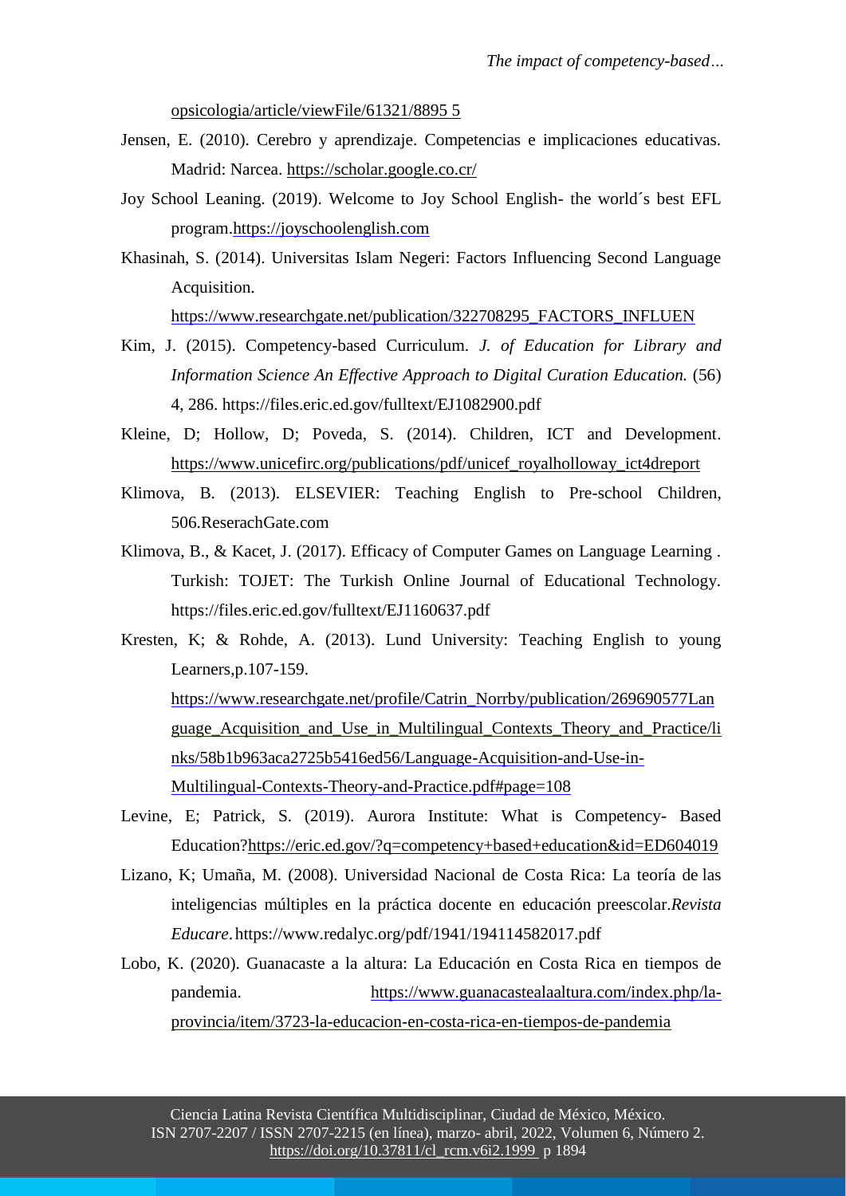opsicologia/article/viewFile/61321/8895 5

Jensen, E. (2010). Cerebro y aprendizaje. Competencias e implicaciones educativas. Madrid: Narcea. https://scholar.google.co.cr/

Joy School Leaning. (2019). Welcome to Joy School English- the world´s best EFL program.https://joyschoolenglish.com

Khasinah, S. (2014). Universitas Islam Negeri: Factors Influencing Second Language Acquisition. https://www.researchgate.net/publication/322708295_FACTORS_INFLUEN

Kim, J. (2015). Competency-based Curriculum. *J. of Education for Library and Information Science An Effective Approach to Digital Curation Education.* (56) 4, 286. https://files.eric.ed.gov/fulltext/EJ1082900.pdf

Kleine, D; Hollow, D; Poveda, S. (2014). Children, ICT and Development. https://www.unicefirc.org/publications/pdf/unicef_royalholloway_ict4dreport

Klimova, B. (2013). ELSEVIER: Teaching English to Pre-school Children, 506.ReserachGate.com

Klimova, B., & Kacet, J. (2017). Efficacy of Computer Games on Language Learning . Turkish: TOJET: The Turkish Online Journal of Educational Technology. https://files.eric.ed.gov/fulltext/EJ1160637.pdf

Kresten, K; & Rohde, A. (2013). Lund University: Teaching English to young Learners,p.107-159. https://www.researchgate.net/profile/Catrin_Norrby/publication/269690577Language_Acquisition_and_Use_in_Multilingual_Contexts_Theory_and_Practice/links/58b1b963aca2725b5416ed56/Language-Acquisition-and-Use-in-Multilingual-Contexts-Theory-and-Practice.pdf#page=108

Levine, E; Patrick, S. (2019). Aurora Institute: What is Competency- Based Education?https://eric.ed.gov/?q=competency+based+education&id=ED604019

Lizano, K; Umaña, M. (2008). Universidad Nacional de Costa Rica: La teoría de las inteligencias múltiples en la práctica docente en educación preescolar.*Revista Educare*. https://www.redalyc.org/pdf/1941/194114582017.pdf

Lobo, K. (2020). Guanacaste a la altura: La Educación en Costa Rica en tiempos de pandemia. https://www.guanacastealaaltura.com/index.php/la-provincia/item/3723-la-educacion-en-costa-rica-en-tiempos-de-pandemia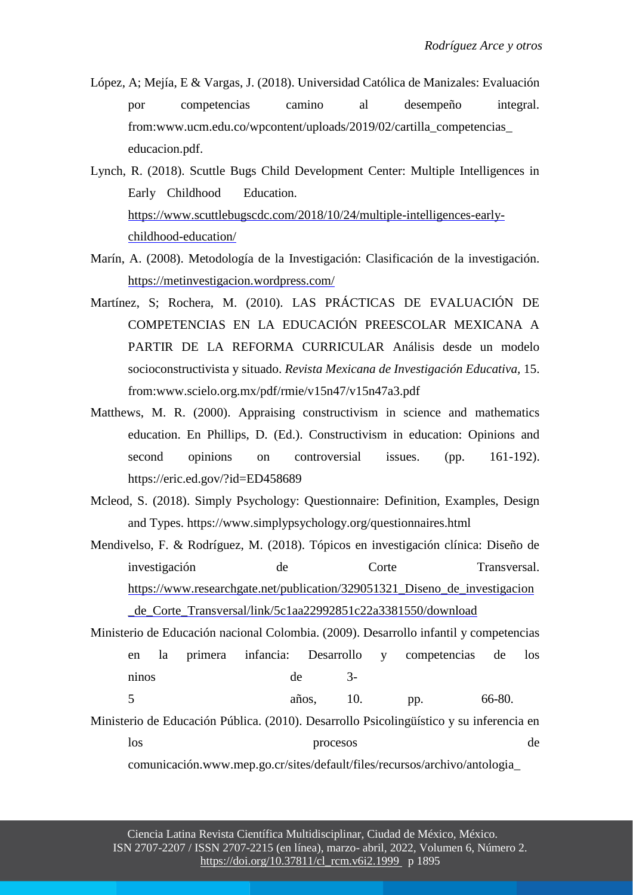López, A; Mejía, E & Vargas, J. (2018). Universidad Católica de Manizales: Evaluación por competencias camino al desempeño integral. from:www.ucm.edu.co/wpcontent/uploads/2019/02/cartilla_competencias_educacion.pdf.

Lynch, R. (2018). Scuttle Bugs Child Development Center: Multiple Intelligences in Early Childhood Education. https://www.scuttlebugscdc.com/2018/10/24/multiple-intelligences-early-childhood-education/

Marín, A. (2008). Metodología de la Investigación: Clasificación de la investigación. https://metinvestigacion.wordpress.com/

Martínez, S; Rochera, M. (2010). LAS PRÁCTICAS DE EVALUACIÓN DE COMPETENCIAS EN LA EDUCACIÓN PREESCOLAR MEXICANA A PARTIR DE LA REFORMA CURRICULAR Análisis desde un modelo socioconstructivista y situado. *Revista Mexicana de Investigación Educativa*, 15. from:www.scielo.org.mx/pdf/rmie/v15n47/v15n47a3.pdf

Matthews, M. R. (2000). Appraising constructivism in science and mathematics education. En Phillips, D. (Ed.). Constructivism in education: Opinions and second opinions on controversial issues. (pp. 161-192). https://eric.ed.gov/?id=ED458689

Mcleod, S. (2018). Simply Psychology: Questionnaire: Definition, Examples, Design and Types. https://www.simplypsychology.org/questionnaires.html

Mendivelso, F. & Rodríguez, M. (2018). Tópicos en investigación clínica: Diseño de investigación de Corte Transversal. https://www.researchgate.net/publication/329051321_Diseno_de_investigacion_de_Corte_Transversal/link/5c1aa22992851c22a3381550/download

Ministerio de Educación nacional Colombia. (2009). Desarrollo infantil y competencias en la primera infancia: Desarrollo y competencias de los ninos de 3-5 años, 10. pp. 66-80.

Ministerio de Educación Pública. (2010). Desarrollo Psicolingüístico y su inferencia en los procesos de comunicación.www.mep.go.cr/sites/default/files/recursos/archivo/antologia_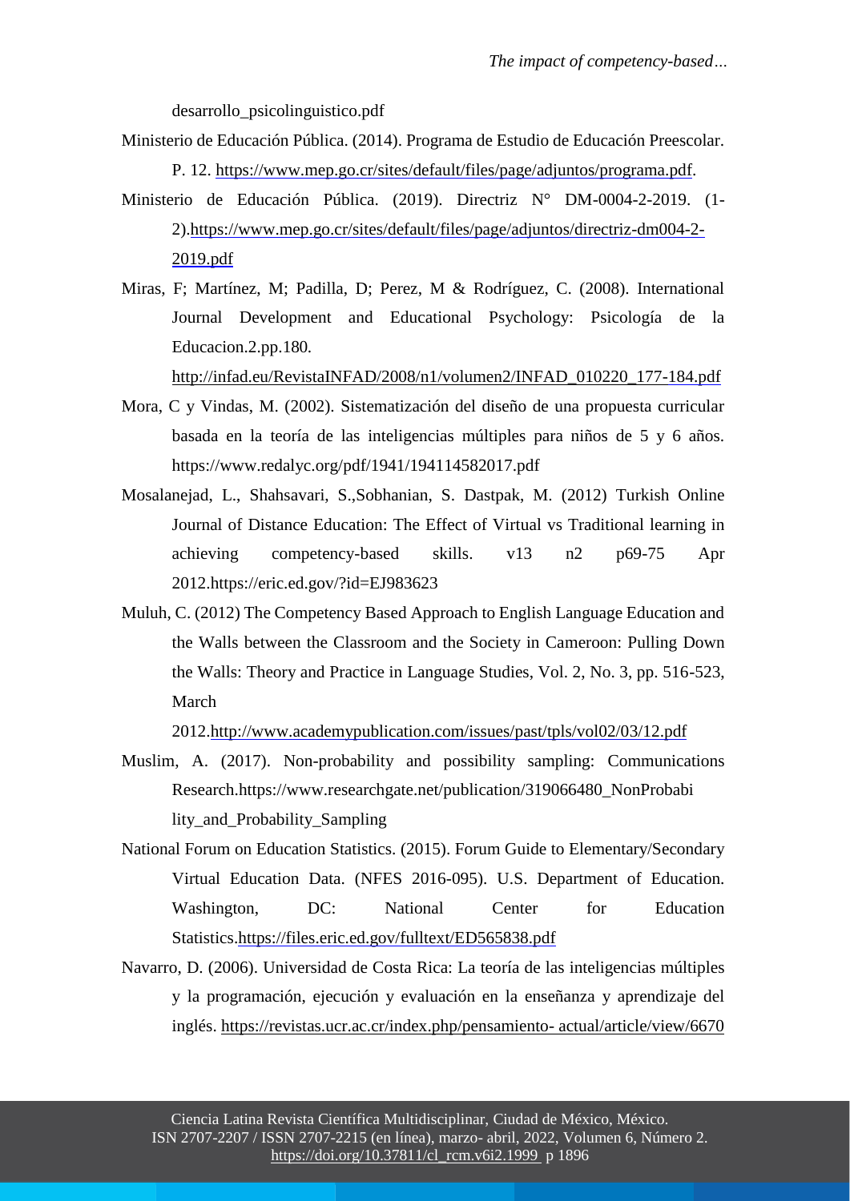desarrollo_psicolinguistico.pdf

Ministerio de Educación Pública. (2014). Programa de Estudio de Educación Preescolar. P. 12. https://www.mep.go.cr/sites/default/files/page/adjuntos/programa.pdf.

Ministerio de Educación Pública. (2019). Directriz N° DM-0004-2-2019. (1-2).https://www.mep.go.cr/sites/default/files/page/adjuntos/directriz-dm004-2-2019.pdf

Miras, F; Martínez, M; Padilla, D; Perez, M & Rodríguez, C. (2008). International Journal Development and Educational Psychology: Psicología de la Educacion.2.pp.180. http://infad.eu/RevistaINFAD/2008/n1/volumen2/INFAD_010220_177-184.pdf

Mora, C y Vindas, M. (2002). Sistematización del diseño de una propuesta curricular basada en la teoría de las inteligencias múltiples para niños de 5 y 6 años. https://www.redalyc.org/pdf/1941/194114582017.pdf

Mosalanejad, L., Shahsavari, S.,Sobhanian, S. Dastpak, M. (2012) Turkish Online Journal of Distance Education: The Effect of Virtual vs Traditional learning in achieving competency-based skills. v13 n2 p69-75 Apr 2012.https://eric.ed.gov/?id=EJ983623

Muluh, C. (2012) The Competency Based Approach to English Language Education and the Walls between the Classroom and the Society in Cameroon: Pulling Down the Walls: Theory and Practice in Language Studies, Vol. 2, No. 3, pp. 516-523, March 2012.http://www.academypublication.com/issues/past/tpls/vol02/03/12.pdf

Muslim, A. (2017). Non-probability and possibility sampling: Communications Research.https://www.researchgate.net/publication/319066480_NonProbability_and_Probability_Sampling

National Forum on Education Statistics. (2015). Forum Guide to Elementary/Secondary Virtual Education Data. (NFES 2016-095). U.S. Department of Education. Washington, DC: National Center for Education Statistics.https://files.eric.ed.gov/fulltext/ED565838.pdf

Navarro, D. (2006). Universidad de Costa Rica: La teoría de las inteligencias múltiples y la programación, ejecución y evaluación en la enseñanza y aprendizaje del inglés. https://revistas.ucr.ac.cr/index.php/pensamiento- actual/article/view/6670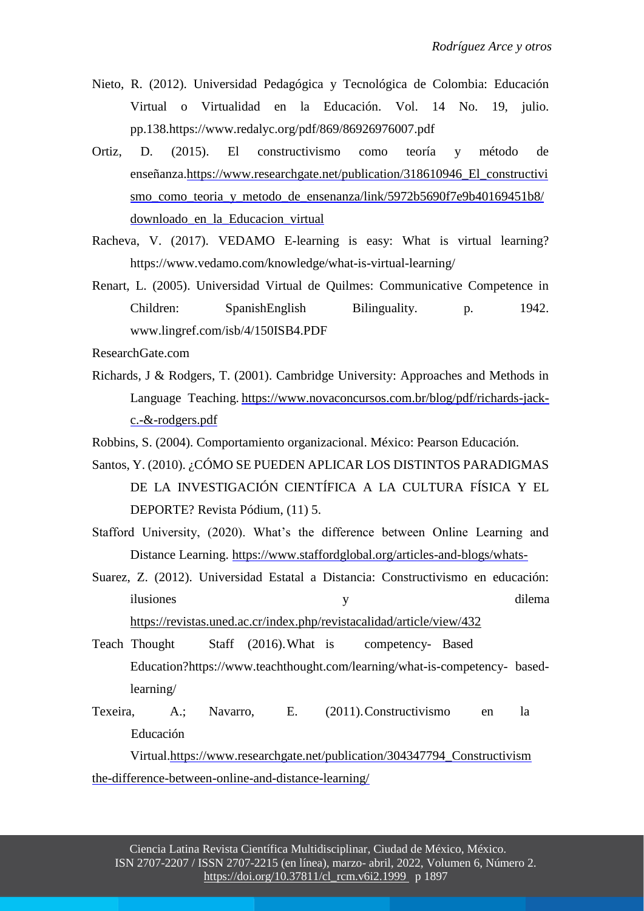Nieto, R. (2012). Universidad Pedagógica y Tecnológica de Colombia: Educación Virtual o Virtualidad en la Educación. Vol. 14 No. 19, julio. pp.138.https://www.redalyc.org/pdf/869/86926976007.pdf

Ortiz, D. (2015). El constructivismo como teoría y método de enseñanza.https://www.researchgate.net/publication/318610946_El_constructivismo_como_teoria_y_metodo_de_ensenanza/link/5972b5690f7e9b40169451b8/downloado_en_la_Educacion_virtual

Racheva, V. (2017). VEDAMO E-learning is easy: What is virtual learning? https://www.vedamo.com/knowledge/what-is-virtual-learning/

Renart, L. (2005). Universidad Virtual de Quilmes: Communicative Competence in Children: SpanishEnglish Bilinguality. p. 1942. www.lingref.com/isb/4/150ISB4.PDF

ResearchGate.com

Richards, J & Rodgers, T. (2001). Cambridge University: Approaches and Methods in Language Teaching. https://www.novaconcursos.com.br/blog/pdf/richards-jack-c.-&-rodgers.pdf

Robbins, S. (2004). Comportamiento organizacional. México: Pearson Educación.

Santos, Y. (2010). ¿CÓMO SE PUEDEN APLICAR LOS DISTINTOS PARADIGMAS DE LA INVESTIGACIÓN CIENTÍFICA A LA CULTURA FÍSICA Y EL DEPORTE? Revista Pódium, (11) 5.

Stafford University, (2020). What's the difference between Online Learning and Distance Learning. https://www.staffordglobal.org/articles-and-blogs/whats-

Suarez, Z. (2012). Universidad Estatal a Distancia: Constructivismo en educación: ilusiones y dilema https://revistas.uned.ac.cr/index.php/revistacalidad/article/view/432

Teach Thought Staff (2016). What is competency- Based Education?https://www.teachthought.com/learning/what-is-competency- based-learning/

Texeira, A.; Navarro, E. (2011). Constructivismo en la Educación Virtual.https://www.researchgate.net/publication/304347794_Constructivism the-difference-between-online-and-distance-learning/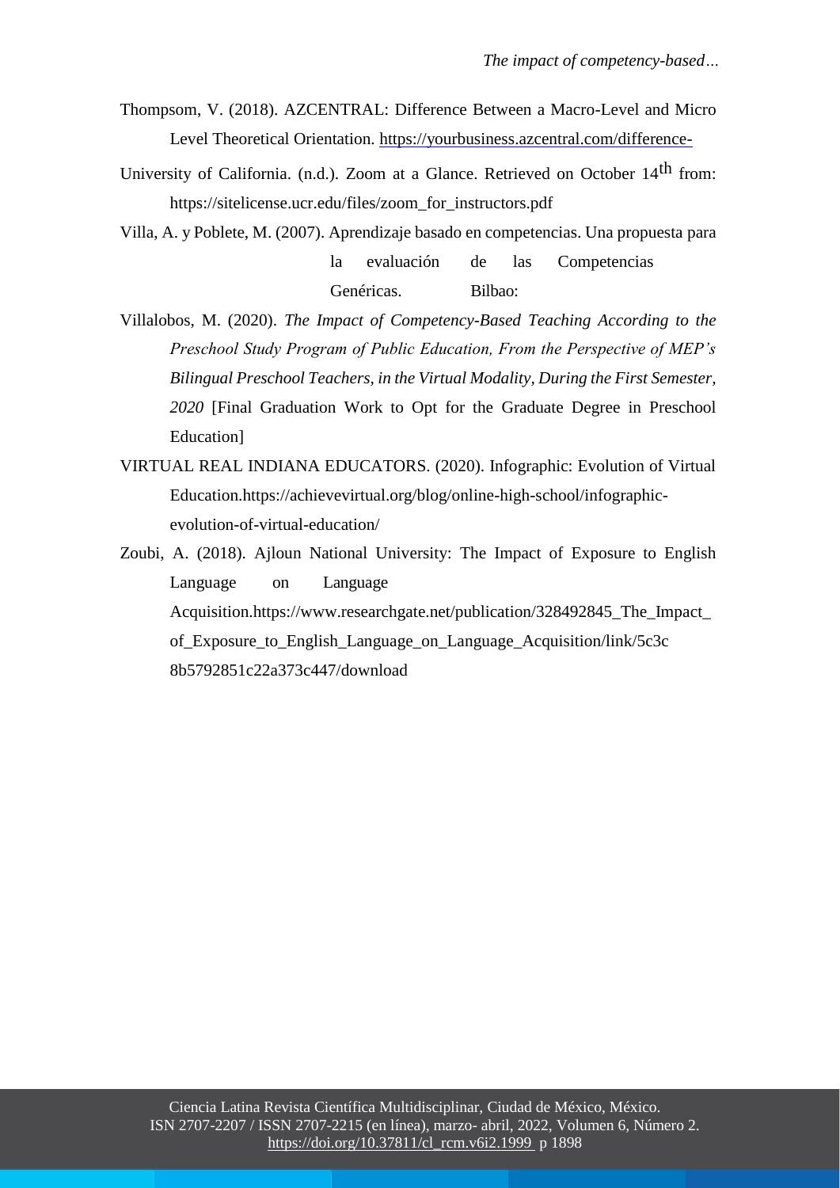Thompsom, V. (2018). AZCENTRAL: Difference Between a Macro-Level and Micro Level Theoretical Orientation. https://yourbusiness.azcentral.com/difference-

University of California. (n.d.). Zoom at a Glance. Retrieved on October 14th from: https://sitelicense.ucr.edu/files/zoom_for_instructors.pdf

Villa, A. y Poblete, M. (2007). Aprendizaje basado en competencias. Una propuesta para la evaluación de las Competencias Genéricas. Bilbao:

Villalobos, M. (2020). *The Impact of Competency-Based Teaching According to the Preschool Study Program of Public Education, From the Perspective of MEP's Bilingual Preschool Teachers, in the Virtual Modality, During the First Semester, 2020* [Final Graduation Work to Opt for the Graduate Degree in Preschool Education]

VIRTUAL REAL INDIANA EDUCATORS. (2020). Infographic: Evolution of Virtual Education.https://achievevirtual.org/blog/online-high-school/infographic-evolution-of-virtual-education/

Zoubi, A. (2018). Ajloun National University: The Impact of Exposure to English Language on Language Acquisition.https://www.researchgate.net/publication/328492845_The_Impact_of_Exposure_to_English_Language_on_Language_Acquisition/link/5c3c8b5792851c22a373c447/download